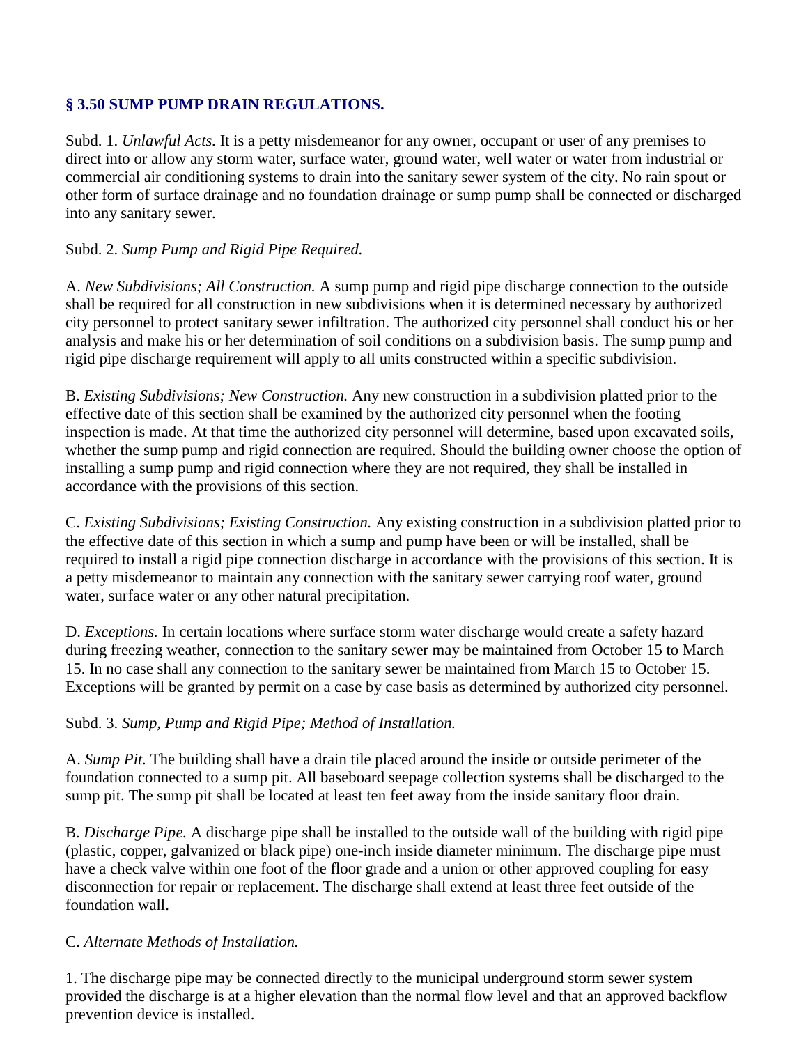## § 3.50 SUMP PUMP DRAIN REGULATIONS.

Subd. 1. *Unlawful Acts.* It is a petty misdemeanor for any owner, occupant or user of any premises to direct into or allow any storm water, surface water, ground water, well water or water from industrial or commercial air conditioning systems to drain into the sanitary sewer system of the city. No rain spout or other form of surface drainage and no foundation drainage or sump pump shall be connected or discharged into any sanitary sewer.

Subd. 2. *Sump Pump and Rigid Pipe Required.*

A. *New Subdivisions; All Construction.* A sump pump and rigid pipe discharge connection to the outside shall be required for all construction in new subdivisions when it is determined necessary by authorized city personnel to protect sanitary sewer infiltration. The authorized city personnel shall conduct his or her analysis and make his or her determination of soil conditions on a subdivision basis. The sump pump and rigid pipe discharge requirement will apply to all units constructed within a specific subdivision.

B. *Existing Subdivisions; New Construction.* Any new construction in a subdivision platted prior to the effective date of this section shall be examined by the authorized city personnel when the footing inspection is made. At that time the authorized city personnel will determine, based upon excavated soils, whether the sump pump and rigid connection are required. Should the building owner choose the option of installing a sump pump and rigid connection where they are not required, they shall be installed in accordance with the provisions of this section.

C. *Existing Subdivisions; Existing Construction.* Any existing construction in a subdivision platted prior to the effective date of this section in which a sump and pump have been or will be installed, shall be required to install a rigid pipe connection discharge in accordance with the provisions of this section. It is a petty misdemeanor to maintain any connection with the sanitary sewer carrying roof water, ground water, surface water or any other natural precipitation.

D. *Exceptions.* In certain locations where surface storm water discharge would create a safety hazard during freezing weather, connection to the sanitary sewer may be maintained from October 15 to March 15. In no case shall any connection to the sanitary sewer be maintained from March 15 to October 15. Exceptions will be granted by permit on a case by case basis as determined by authorized city personnel.

Subd. 3. *Sump, Pump and Rigid Pipe; Method of Installation.*

A. *Sump Pit.* The building shall have a drain tile placed around the inside or outside perimeter of the foundation connected to a sump pit. All baseboard seepage collection systems shall be discharged to the sump pit. The sump pit shall be located at least ten feet away from the inside sanitary floor drain.

B. *Discharge Pipe.* A discharge pipe shall be installed to the outside wall of the building with rigid pipe (plastic, copper, galvanized or black pipe) one-inch inside diameter minimum. The discharge pipe must have a check valve within one foot of the floor grade and a union or other approved coupling for easy disconnection for repair or replacement. The discharge shall extend at least three feet outside of the foundation wall.

C. *Alternate Methods of Installation.*

1. The discharge pipe may be connected directly to the municipal underground storm sewer system provided the discharge is at a higher elevation than the normal flow level and that an approved backflow prevention device is installed.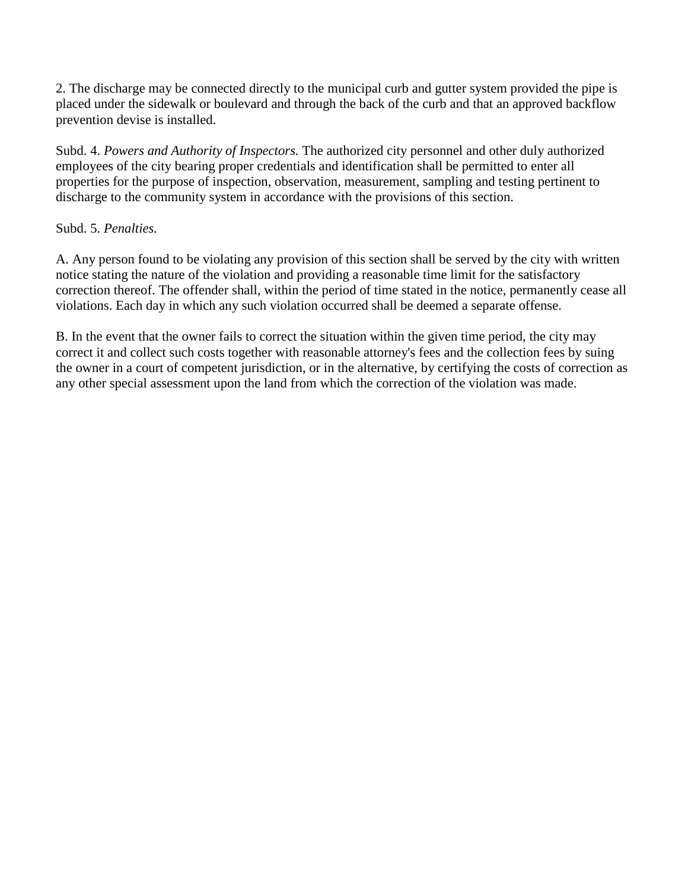2. The discharge may be connected directly to the municipal curb and gutter system provided the pipe is placed under the sidewalk or boulevard and through the back of the curb and that an approved backflow prevention devise is installed.

Subd. 4. *Powers and Authority of Inspectors.* The authorized city personnel and other duly authorized employees of the city bearing proper credentials and identification shall be permitted to enter all properties for the purpose of inspection, observation, measurement, sampling and testing pertinent to discharge to the community system in accordance with the provisions of this section.

Subd. 5. *Penalties.*

A. Any person found to be violating any provision of this section shall be served by the city with written notice stating the nature of the violation and providing a reasonable time limit for the satisfactory correction thereof. The offender shall, within the period of time stated in the notice, permanently cease all violations. Each day in which any such violation occurred shall be deemed a separate offense.

B. In the event that the owner fails to correct the situation within the given time period, the city may correct it and collect such costs together with reasonable attorney's fees and the collection fees by suing the owner in a court of competent jurisdiction, or in the alternative, by certifying the costs of correction as any other special assessment upon the land from which the correction of the violation was made.